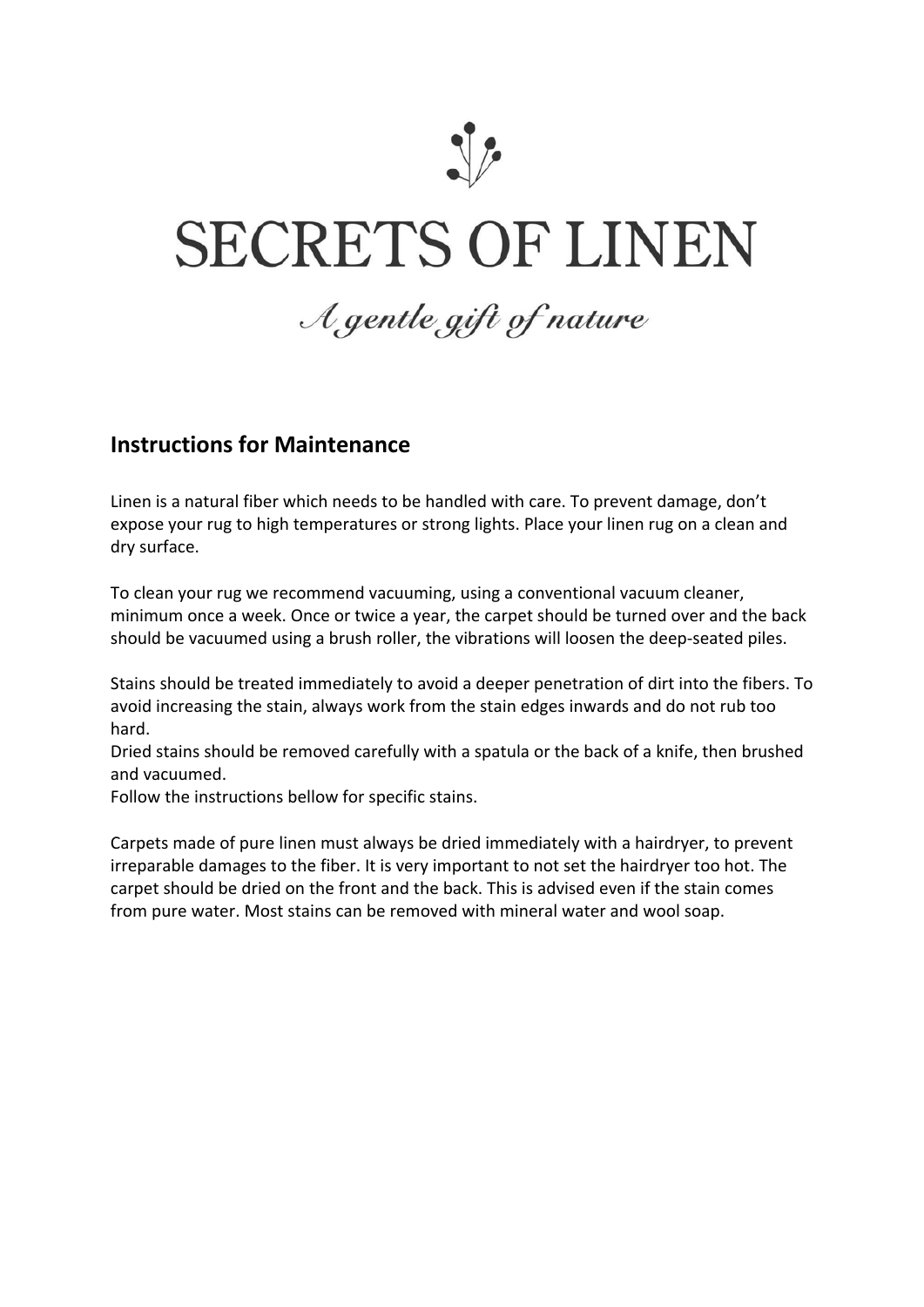# SECRETS OF LINEN

*A gentle gift of nature*

## Instructions for Maintenance

Linen is a natural fiber which needs to be handled with care. To prevent damage, don't expose your rug to high temperatures or strong lights. Place your linen rug on a clean and dry surface.

To clean your rug we recommend vacuuming, using a conventional vacuum cleaner, minimum once a week. Once or twice a year, the carpet should be turned over and the back should be vacuumed using a brush roller, the vibrations will loosen the deep-seated piles.

Stains should be treated immediately to avoid a deeper penetration of dirt into the fibers. To avoid increasing the stain, always work from the stain edges inwards and do not rub too hard.
Dried stains should be removed carefully with a spatula or the back of a knife, then brushed and vacuumed.
Follow the instructions bellow for specific stains.

Carpets made of pure linen must always be dried immediately with a hairdryer, to prevent irreparable damages to the fiber. It is very important to not set the hairdryer too hot. The carpet should be dried on the front and the back. This is advised even if the stain comes from pure water. Most stains can be removed with mineral water and wool soap.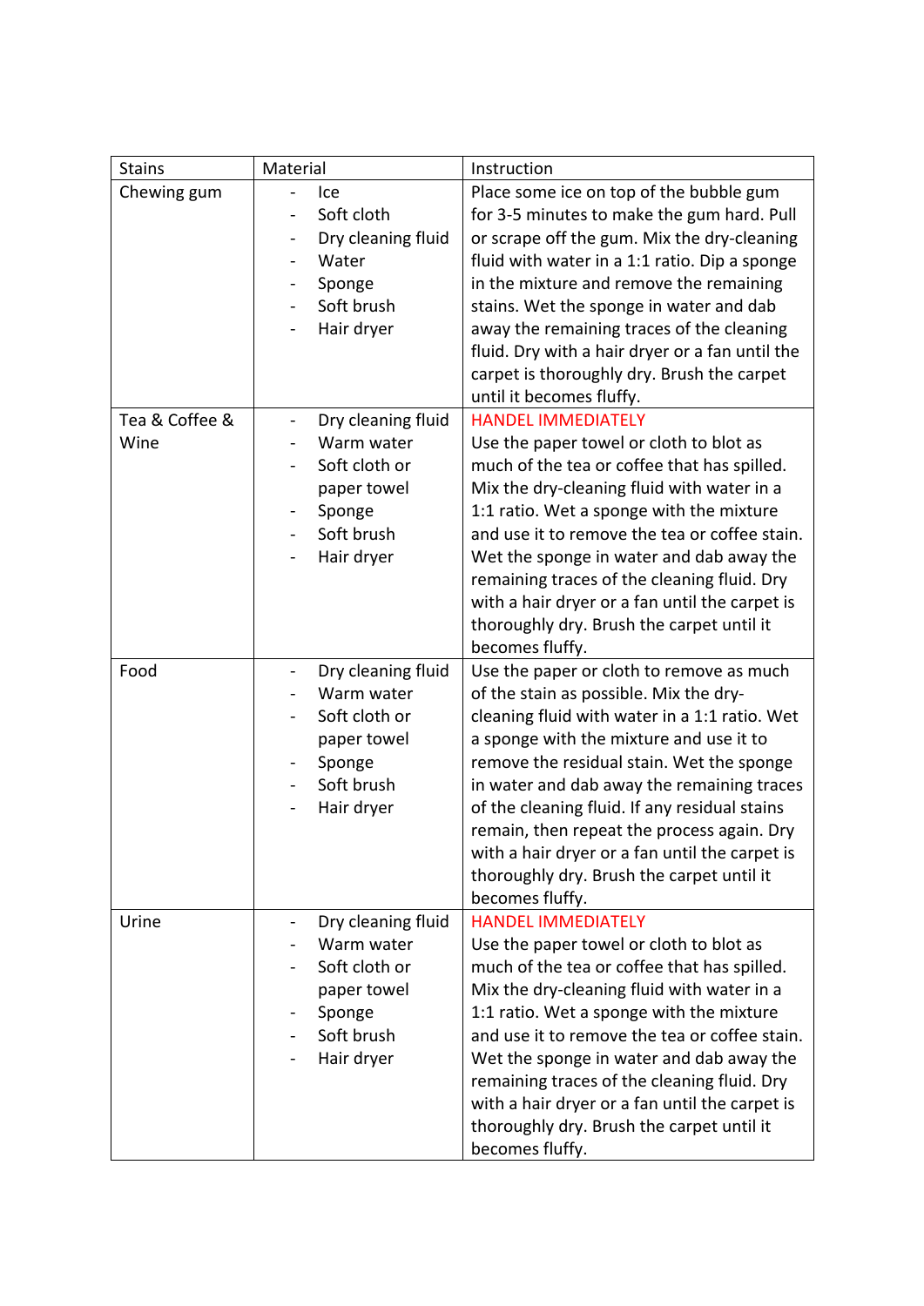| Stains | Material | Instruction |
|---|---|---|
| Chewing gum | - Ice<br>- Soft cloth<br>- Dry cleaning fluid<br>- Water<br>- Sponge<br>- Soft brush<br>- Hair dryer | Place some ice on top of the bubble gum for 3-5 minutes to make the gum hard. Pull or scrape off the gum. Mix the dry-cleaning fluid with water in a 1:1 ratio. Dip a sponge in the mixture and remove the remaining stains. Wet the sponge in water and dab away the remaining traces of the cleaning fluid. Dry with a hair dryer or a fan until the carpet is thoroughly dry. Brush the carpet until it becomes fluffy. |
| Tea & Coffee & Wine | - Dry cleaning fluid<br>- Warm water<br>- Soft cloth or paper towel<br>- Sponge<br>- Soft brush<br>- Hair dryer | HANDEL IMMEDIATELY<br>Use the paper towel or cloth to blot as much of the tea or coffee that has spilled. Mix the dry-cleaning fluid with water in a 1:1 ratio. Wet a sponge with the mixture and use it to remove the tea or coffee stain. Wet the sponge in water and dab away the remaining traces of the cleaning fluid. Dry with a hair dryer or a fan until the carpet is thoroughly dry. Brush the carpet until it becomes fluffy. |
| Food | - Dry cleaning fluid<br>- Warm water<br>- Soft cloth or paper towel<br>- Sponge<br>- Soft brush<br>- Hair dryer | Use the paper or cloth to remove as much of the stain as possible. Mix the dry-cleaning fluid with water in a 1:1 ratio. Wet a sponge with the mixture and use it to remove the residual stain. Wet the sponge in water and dab away the remaining traces of the cleaning fluid. If any residual stains remain, then repeat the process again. Dry with a hair dryer or a fan until the carpet is thoroughly dry. Brush the carpet until it becomes fluffy. |
| Urine | - Dry cleaning fluid<br>- Warm water<br>- Soft cloth or paper towel<br>- Sponge<br>- Soft brush<br>- Hair dryer | HANDEL IMMEDIATELY<br>Use the paper towel or cloth to blot as much of the tea or coffee that has spilled. Mix the dry-cleaning fluid with water in a 1:1 ratio. Wet a sponge with the mixture and use it to remove the tea or coffee stain. Wet the sponge in water and dab away the remaining traces of the cleaning fluid. Dry with a hair dryer or a fan until the carpet is thoroughly dry. Brush the carpet until it becomes fluffy. |